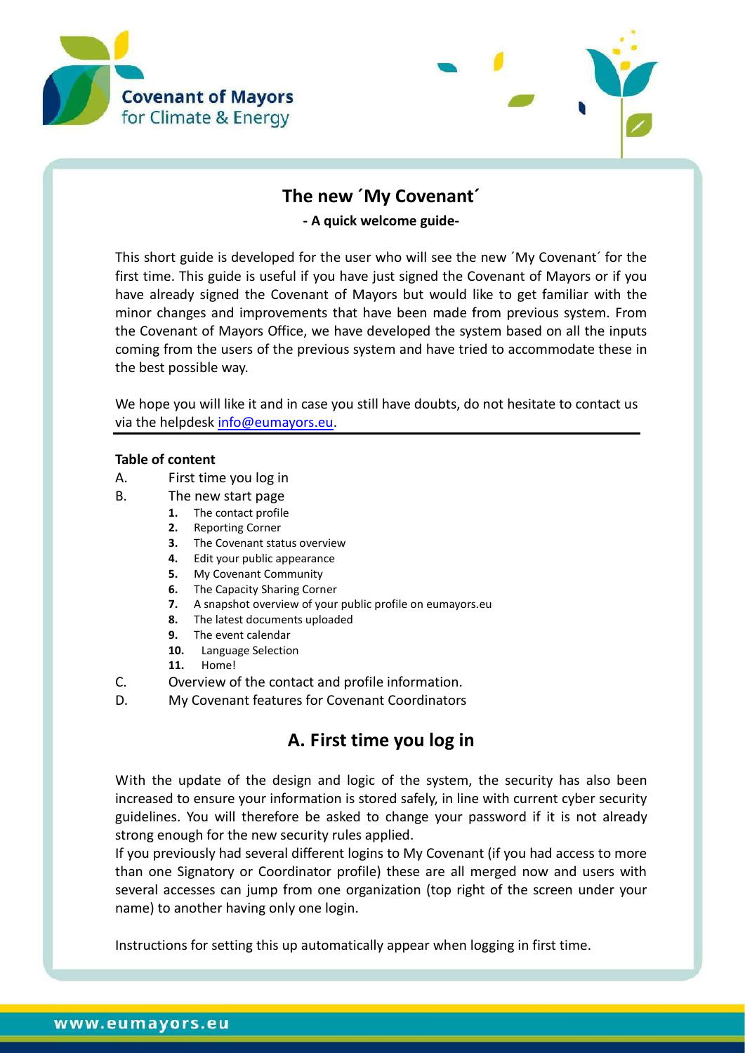Covenant of Mayors
for Climate & Energy

# The new ´My Covenant´

**- A quick welcome guide-**

This short guide is developed for the user who will see the new ´My Covenant´ for the first time. This guide is useful if you have just signed the Covenant of Mayors or if you have already signed the Covenant of Mayors but would like to get familiar with the minor changes and improvements that have been made from previous system. From the Covenant of Mayors Office, we have developed the system based on all the inputs coming from the users of the previous system and have tried to accommodate these in the best possible way.

We hope you will like it and in case you still have doubts, do not hesitate to contact us via the helpdesk info@eumayors.eu.

---

**Table of content**

A. First time you log in

B. The new start page

1. The contact profile
2. Reporting Corner
3. The Covenant status overview
4. Edit your public appearance
5. My Covenant Community
6. The Capacity Sharing Corner
7. A snapshot overview of your public profile on eumayors.eu
8. The latest documents uploaded
9. The event calendar
10. Language Selection
11. Home!

C. Overview of the contact and profile information.

D. My Covenant features for Covenant Coordinators

## A. First time you log in

With the update of the design and logic of the system, the security has also been increased to ensure your information is stored safely, in line with current cyber security guidelines. You will therefore be asked to change your password if it is not already strong enough for the new security rules applied.

If you previously had several different logins to My Covenant (if you had access to more than one Signatory or Coordinator profile) these are all merged now and users with several accesses can jump from one organization (top right of the screen under your name) to another having only one login.

Instructions for setting this up automatically appear when logging in first time.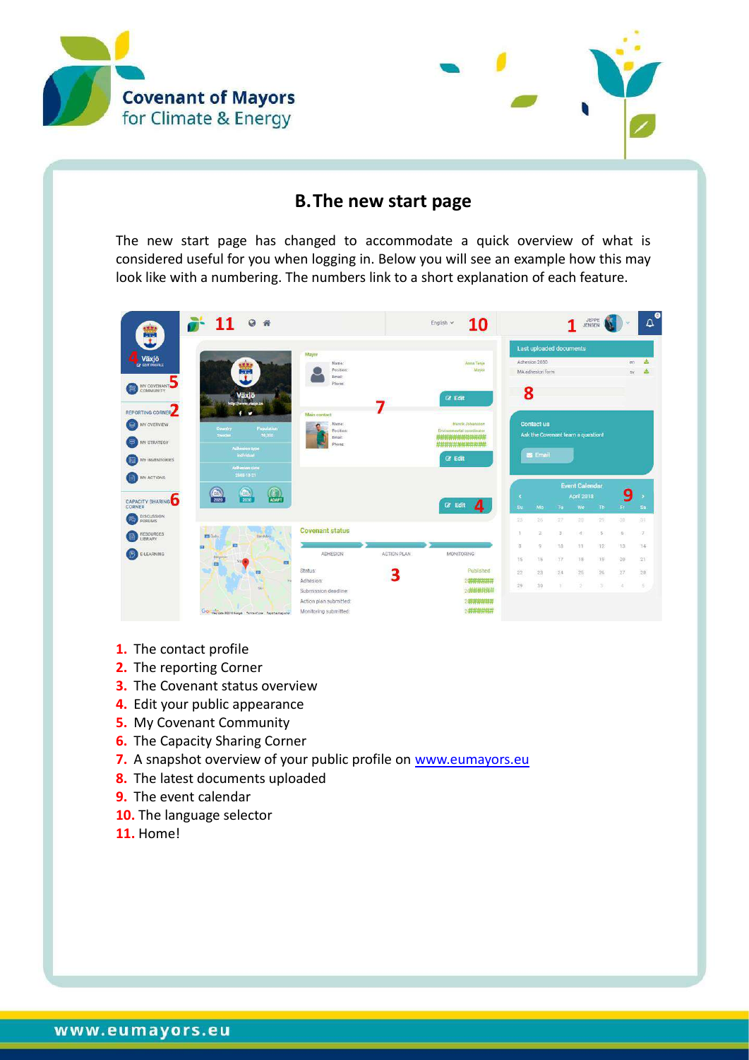## B. The new start page

The new start page has changed to accommodate a quick overview of what is considered useful for you when logging in. Below you will see an example how this may look like with a numbering. The numbers link to a short explanation of each feature.

1. The contact profile
2. The reporting Corner
3. The Covenant status overview
4. Edit your public appearance
5. My Covenant Community
6. The Capacity Sharing Corner
7. A snapshot overview of your public profile on [www.eumayors.eu](http://www.eumayors.eu)
8. The latest documents uploaded
9. The event calendar
10. The language selector
11. Home!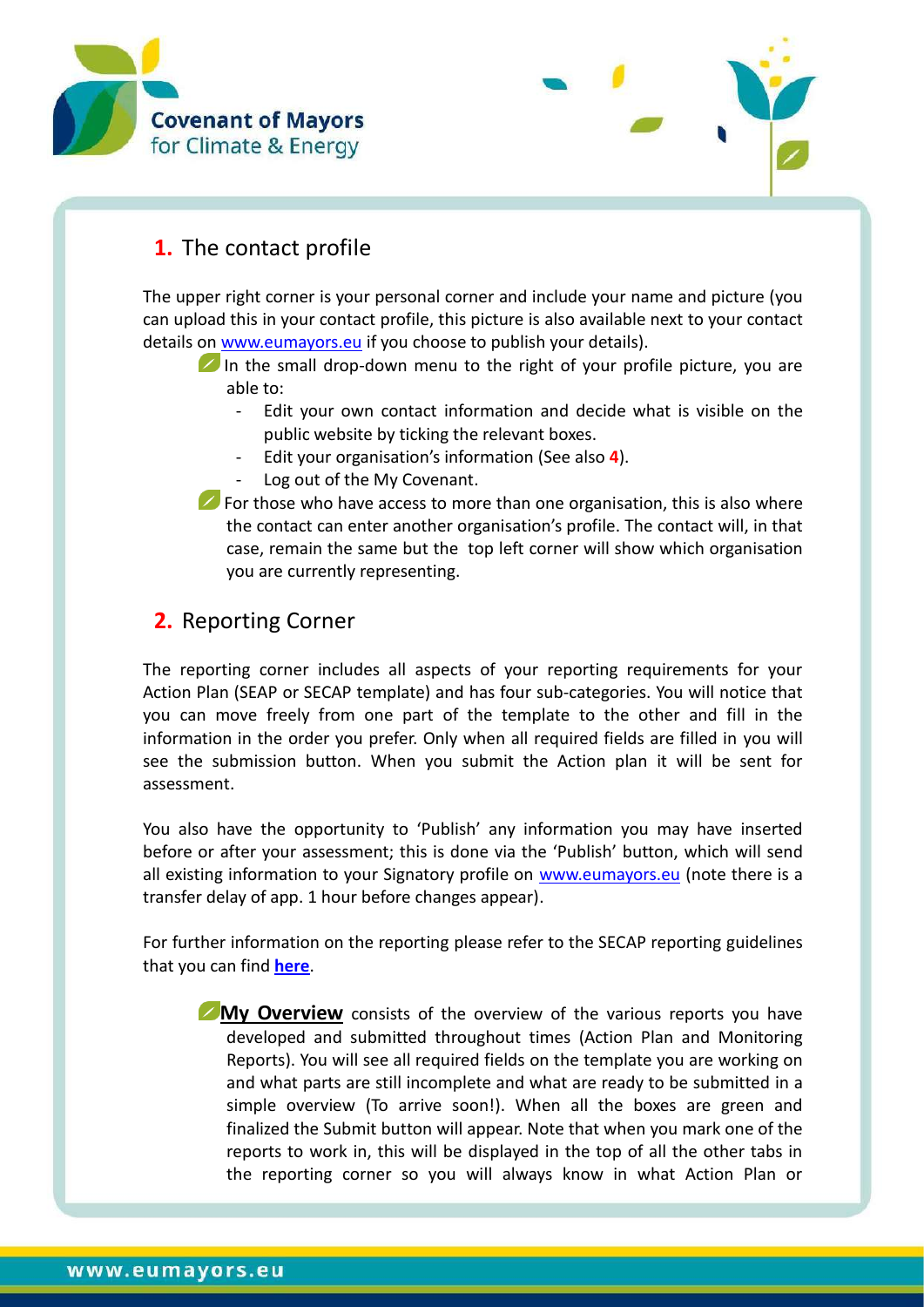## 1. The contact profile

The upper right corner is your personal corner and include your name and picture (you can upload this in your contact profile, this picture is also available next to your contact details on [www.eumayors.eu](www.eumayors.eu) if you choose to publish your details).

- In the small drop-down menu to the right of your profile picture, you are able to:
  - Edit your own contact information and decide what is visible on the public website by ticking the relevant boxes.
  - Edit your organisation's information (See also **4**).
  - Log out of the My Covenant.
- For those who have access to more than one organisation, this is also where the contact can enter another organisation's profile. The contact will, in that case, remain the same but the top left corner will show which organisation you are currently representing.

## 2. Reporting Corner

The reporting corner includes all aspects of your reporting requirements for your Action Plan (SEAP or SECAP template) and has four sub-categories. You will notice that you can move freely from one part of the template to the other and fill in the information in the order you prefer. Only when all required fields are filled in you will see the submission button. When you submit the Action plan it will be sent for assessment.

You also have the opportunity to 'Publish' any information you may have inserted before or after your assessment; this is done via the 'Publish' button, which will send all existing information to your Signatory profile on [www.eumayors.eu](www.eumayors.eu) (note there is a transfer delay of app. 1 hour before changes appear).

For further information on the reporting please refer to the SECAP reporting guidelines that you can find **here**.

- **My Overview** consists of the overview of the various reports you have developed and submitted throughout times (Action Plan and Monitoring Reports). You will see all required fields on the template you are working on and what parts are still incomplete and what are ready to be submitted in a simple overview (To arrive soon!). When all the boxes are green and finalized the Submit button will appear. Note that when you mark one of the reports to work in, this will be displayed in the top of all the other tabs in the reporting corner so you will always know in what Action Plan or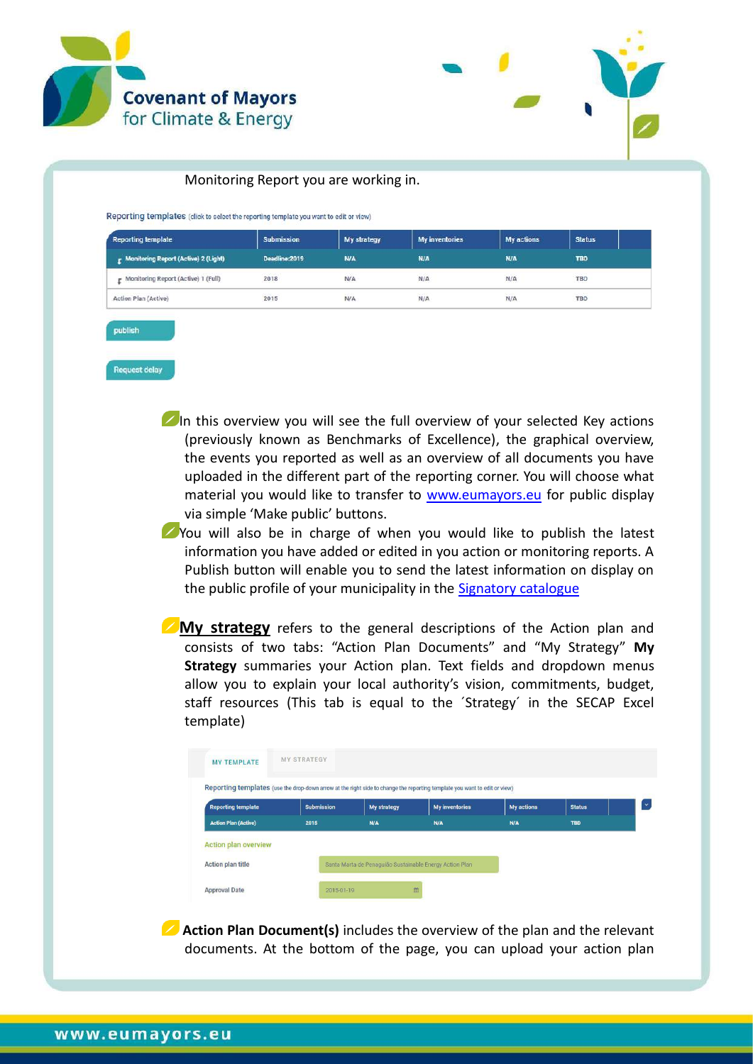Monitoring Report you are working in.

Reporting templates (click to select the reporting template you want to edit or view)

| Reporting template | Submission | My strategy | My inventories | My actions | Status |
|---|---|---|---|---|---|
| Monitoring Report (Active) 2 (Light) | Deadline:2019 | N/A | N/A | N/A | TBD |
| Monitoring Report (Active) 1 (Full) | 2018 | N/A | N/A | N/A | TBD |
| Action Plan (Active) | 2015 | N/A | N/A | N/A | TBD |

publish

Request delay

- In this overview you will see the full overview of your selected Key actions (previously known as Benchmarks of Excellence), the graphical overview, the events you reported as well as an overview of all documents you have uploaded in the different part of the reporting corner. You will choose what material you would like to transfer to [www.eumayors.eu](www.eumayors.eu) for public display via simple 'Make public' buttons.
- You will also be in charge of when you would like to publish the latest information you have added or edited in you action or monitoring reports. A Publish button will enable you to send the latest information on display on the public profile of your municipality in the [Signatory catalogue](Signatory catalogue)

- **My strategy** refers to the general descriptions of the Action plan and consists of two tabs: "Action Plan Documents" and "My Strategy" **My Strategy** summaries your Action plan. Text fields and dropdown menus allow you to explain your local authority's vision, commitments, budget, staff resources (This tab is equal to the ´Strategy´ in the SECAP Excel template)

MY TEMPLATE | MY STRATEGY

Reporting templates (use the drop-down arrow at the right side to change the reporting template you want to edit or view)

| Reporting template | Submission | My strategy | My inventories | My actions | Status |
|---|---|---|---|---|---|
| Action Plan (Active) | 2015 | N/A | N/A | N/A | TBD |

Action plan overview

Action plan title: Santa Marta de Penaguião Sustainable Energy Action Plan

Approval Date: 2015-01-19

- **Action Plan Document(s)** includes the overview of the plan and the relevant documents. At the bottom of the page, you can upload your action plan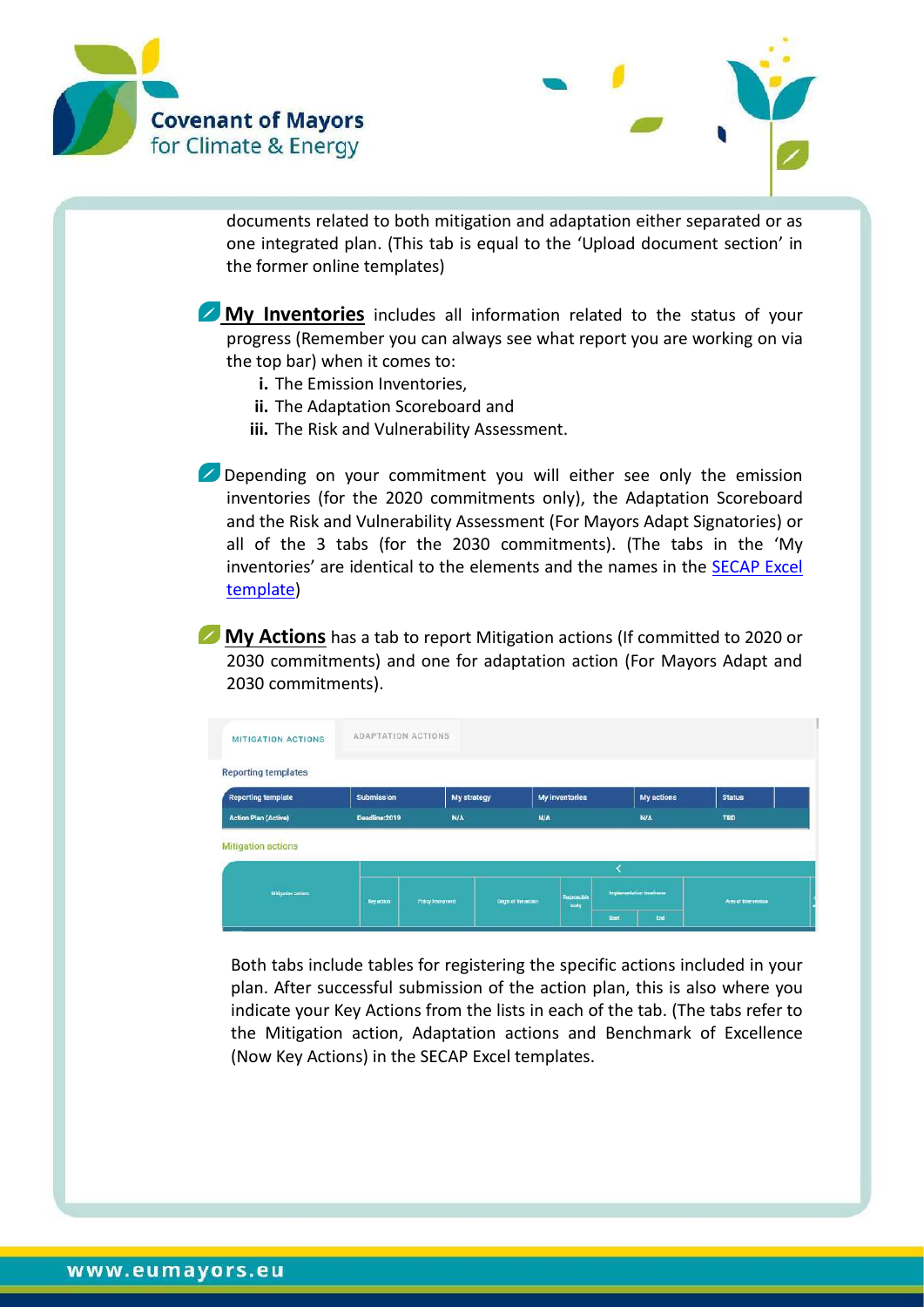documents related to both mitigation and adaptation either separated or as one integrated plan. (This tab is equal to the 'Upload document section' in the former online templates)

**My Inventories** includes all information related to the status of your progress (Remember you can always see what report you are working on via the top bar) when it comes to:

i. The Emission Inventories,
ii. The Adaptation Scoreboard and
iii. The Risk and Vulnerability Assessment.

Depending on your commitment you will either see only the emission inventories (for the 2020 commitments only), the Adaptation Scoreboard and the Risk and Vulnerability Assessment (For Mayors Adapt Signatories) or all of the 3 tabs (for the 2030 commitments). (The tabs in the 'My inventories' are identical to the elements and the names in the SECAP Excel template)

**My Actions** has a tab to report Mitigation actions (If committed to 2020 or 2030 commitments) and one for adaptation action (For Mayors Adapt and 2030 commitments).

MITIGATION ACTIONS | ADAPTATION ACTIONS

Reporting templates

| Reporting template | Submission | My strategy | My inventories | My actions | Status |
|---|---|---|---|---|---|
| Action Plan (Active) | Deadline:2019 | N/A | N/A | N/A | TBD |

Mitigation actions

| Mitigation action | Key action | Policy instrument | Origin of the action | Responsible body | Implementation timeframe | | Area of intervention |
|---|---|---|---|---|---|---|---|
| | | | | | Start | End | |

Both tabs include tables for registering the specific actions included in your plan. After successful submission of the action plan, this is also where you indicate your Key Actions from the lists in each of the tab. (The tabs refer to the Mitigation action, Adaptation actions and Benchmark of Excellence (Now Key Actions) in the SECAP Excel templates.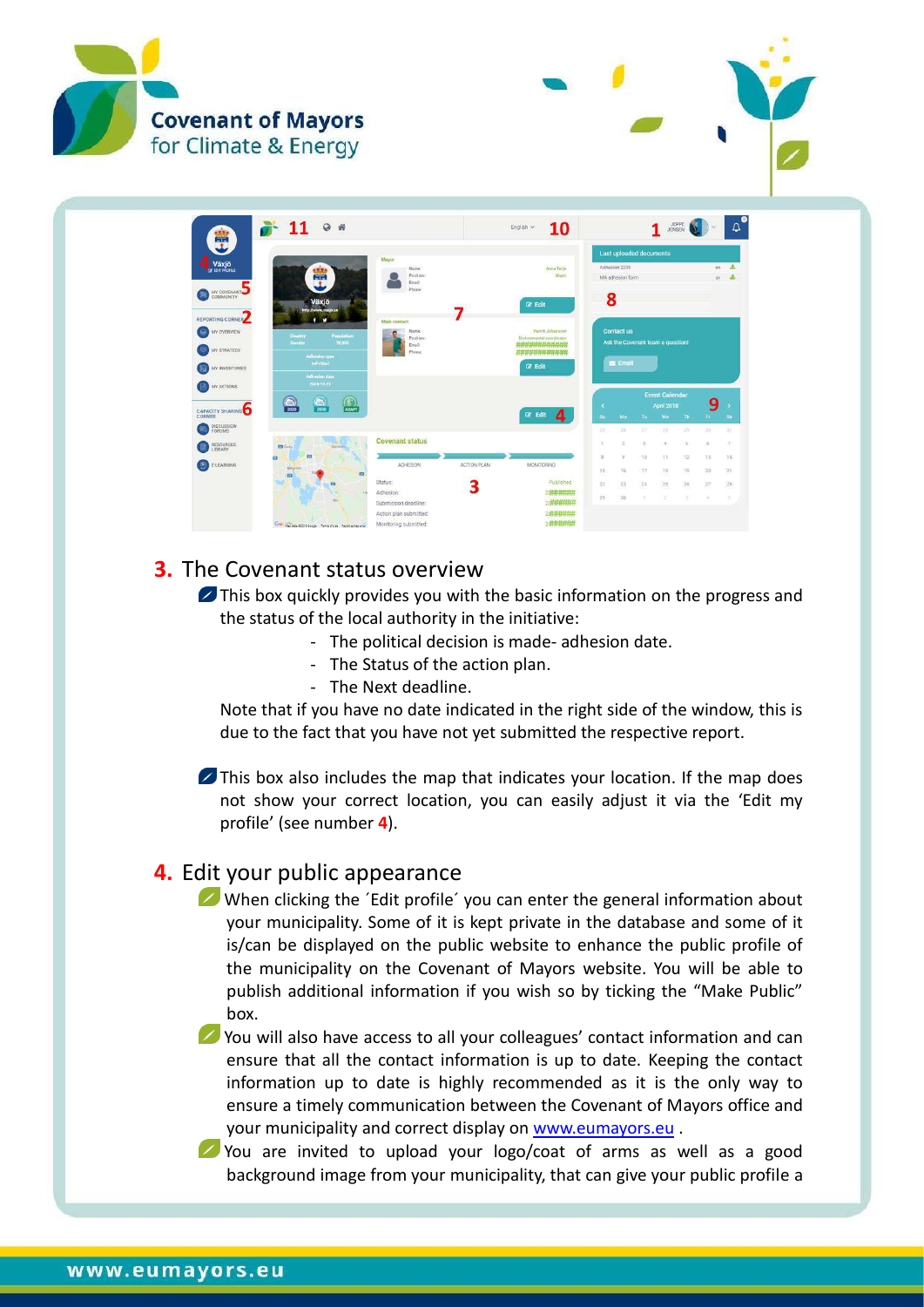## 3. The Covenant status overview

This box quickly provides you with the basic information on the progress and the status of the local authority in the initiative:

- The political decision is made- adhesion date.
- The Status of the action plan.
- The Next deadline.

Note that if you have no date indicated in the right side of the window, this is due to the fact that you have not yet submitted the respective report.

This box also includes the map that indicates your location. If the map does not show your correct location, you can easily adjust it via the 'Edit my profile' (see number **4**).

## 4. Edit your public appearance

When clicking the ´Edit profile´ you can enter the general information about your municipality. Some of it is kept private in the database and some of it is/can be displayed on the public website to enhance the public profile of the municipality on the Covenant of Mayors website. You will be able to publish additional information if you wish so by ticking the "Make Public" box.

You will also have access to all your colleagues' contact information and can ensure that all the contact information is up to date. Keeping the contact information up to date is highly recommended as it is the only way to ensure a timely communication between the Covenant of Mayors office and your municipality and correct display on [www.eumayors.eu](http://www.eumayors.eu) .

You are invited to upload your logo/coat of arms as well as a good background image from your municipality, that can give your public profile a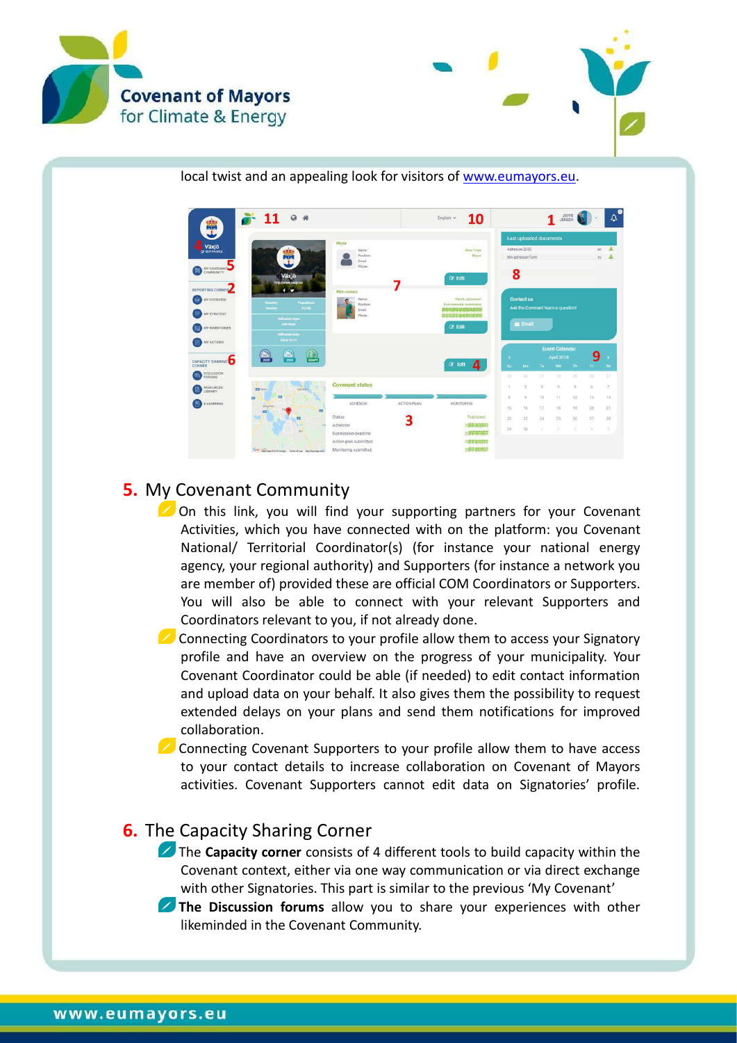local twist and an appealing look for visitors of www.eumayors.eu.

## 5. My Covenant Community

- On this link, you will find your supporting partners for your Covenant Activities, which you have connected with on the platform: you Covenant National/ Territorial Coordinator(s) (for instance your national energy agency, your regional authority) and Supporters (for instance a network you are member of) provided these are official COM Coordinators or Supporters. You will also be able to connect with your relevant Supporters and Coordinators relevant to you, if not already done.
- Connecting Coordinators to your profile allow them to access your Signatory profile and have an overview on the progress of your municipality. Your Covenant Coordinator could be able (if needed) to edit contact information and upload data on your behalf. It also gives them the possibility to request extended delays on your plans and send them notifications for improved collaboration.
- Connecting Covenant Supporters to your profile allow them to have access to your contact details to increase collaboration on Covenant of Mayors activities. Covenant Supporters cannot edit data on Signatories' profile.

## 6. The Capacity Sharing Corner

- The **Capacity corner** consists of 4 different tools to build capacity within the Covenant context, either via one way communication or via direct exchange with other Signatories. This part is similar to the previous 'My Covenant'
- **The Discussion forums** allow you to share your experiences with other likeminded in the Covenant Community.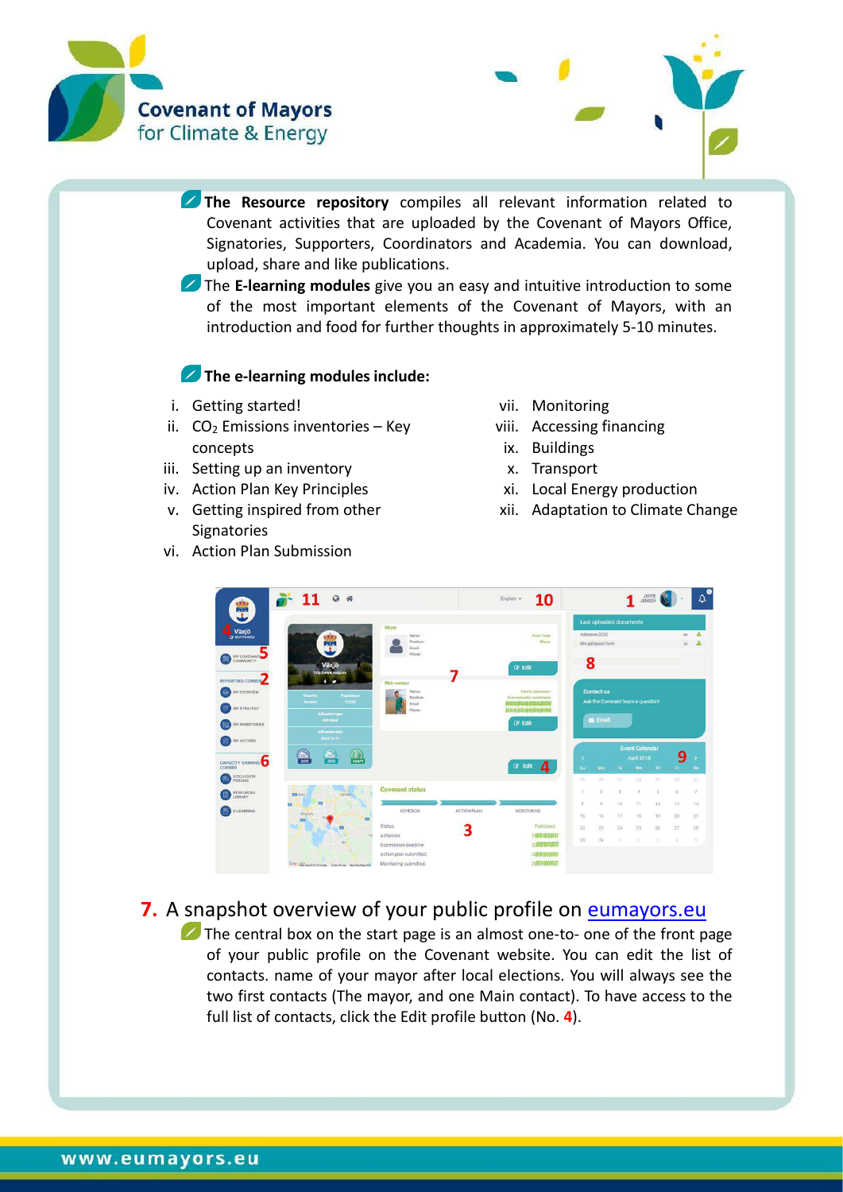- **The Resource repository** compiles all relevant information related to Covenant activities that are uploaded by the Covenant of Mayors Office, Signatories, Supporters, Coordinators and Academia. You can download, upload, share and like publications.
- The **E-learning modules** give you an easy and intuitive introduction to some of the most important elements of the Covenant of Mayors, with an introduction and food for further thoughts in approximately 5-10 minutes.

**The e-learning modules include:**

i. Getting started!
ii. $CO_2$ Emissions inventories – Key concepts
iii. Setting up an inventory
iv. Action Plan Key Principles
v. Getting inspired from other Signatories
vi. Action Plan Submission
vii. Monitoring
viii. Accessing financing
ix. Buildings
x. Transport
xi. Local Energy production
xii. Adaptation to Climate Change

## 7. A snapshot overview of your public profile on eumayors.eu

- The central box on the start page is an almost one-to- one of the front page of your public profile on the Covenant website. You can edit the list of contacts. name of your mayor after local elections. You will always see the two first contacts (The mayor, and one Main contact). To have access to the full list of contacts, click the Edit profile button (No. **4**).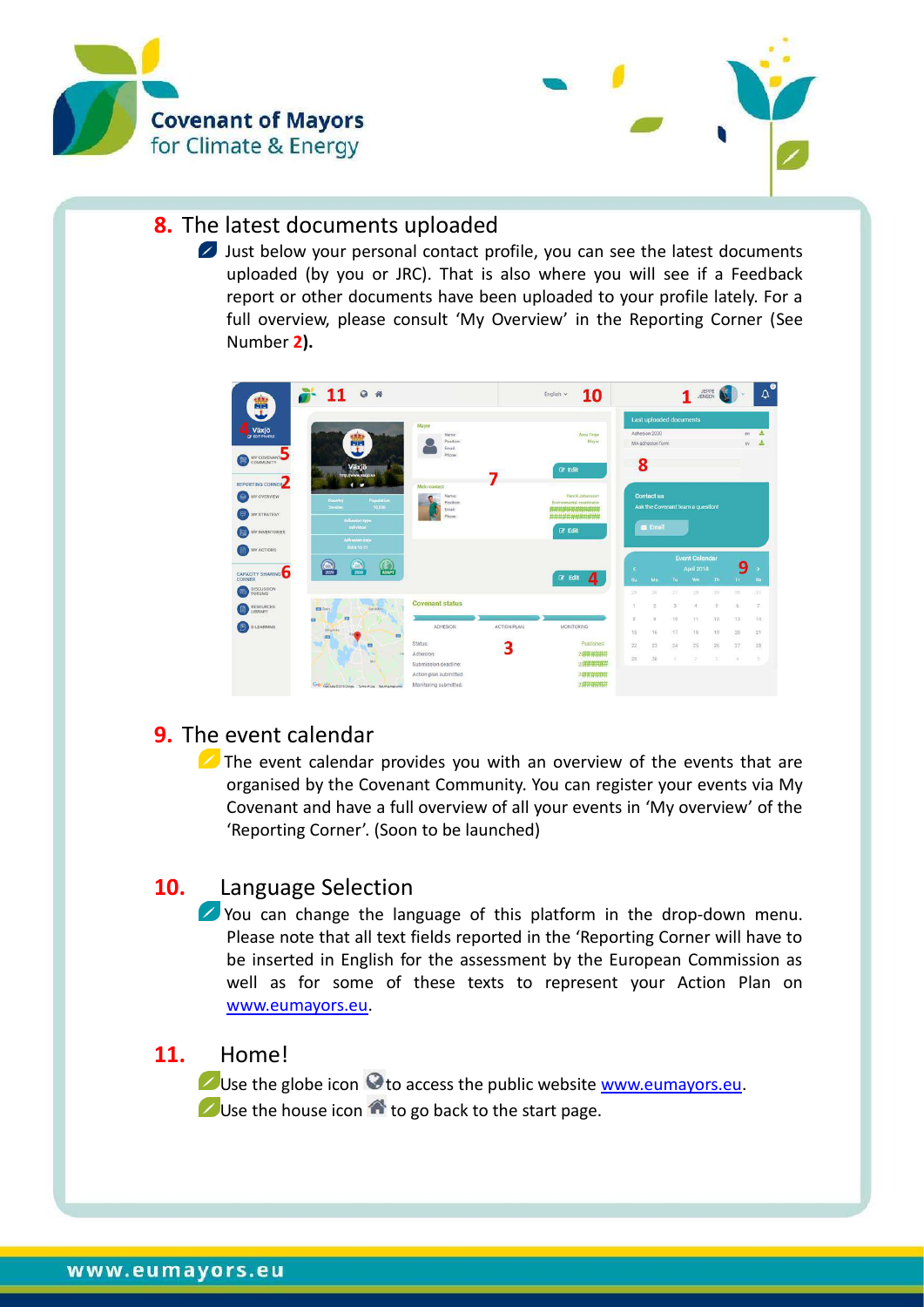## 8. The latest documents uploaded

Just below your personal contact profile, you can see the latest documents uploaded (by you or JRC). That is also where you will see if a Feedback report or other documents have been uploaded to your profile lately. For a full overview, please consult 'My Overview' in the Reporting Corner (See Number **2**).

## 9. The event calendar

The event calendar provides you with an overview of the events that are organised by the Covenant Community. You can register your events via My Covenant and have a full overview of all your events in 'My overview' of the 'Reporting Corner'. (Soon to be launched)

## 10. Language Selection

You can change the language of this platform in the drop-down menu. Please note that all text fields reported in the 'Reporting Corner will have to be inserted in English for the assessment by the European Commission as well as for some of these texts to represent your Action Plan on [www.eumayors.eu](http://www.eumayors.eu).

## 11. Home!

Use the globe icon to access the public website [www.eumayors.eu](http://www.eumayors.eu).
Use the house icon to go back to the start page.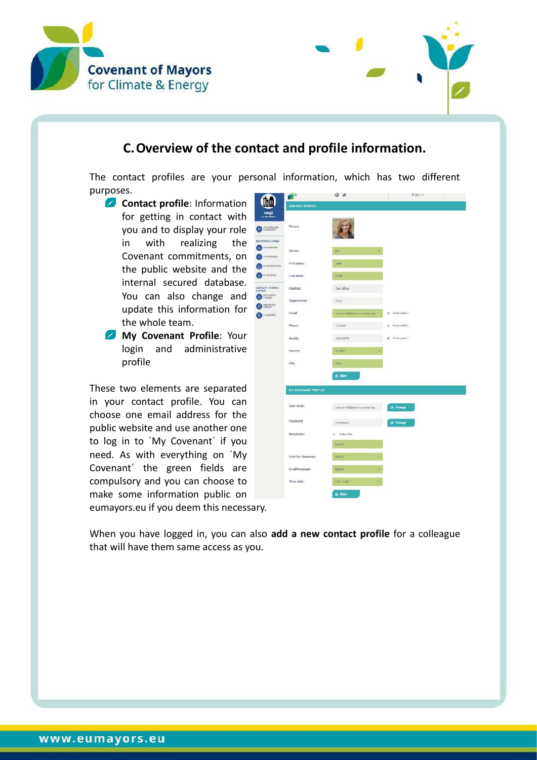## C. Overview of the contact and profile information.

The contact profiles are your personal information, which has two different purposes.

- **Contact profile**: Information for getting in contact with you and to display your role in with realizing the Covenant commitments, on the public website and the internal secured database. You can also change and update this information for the whole team.
- **My Covenant Profile**: Your login and administrative profile

These two elements are separated in your contact profile. You can choose one email address for the public website and use another one to log in to ´My Covenant´ if you need. As with everything on ´My Covenant´ the green fields are compulsory and you can choose to make some information public on eumayors.eu if you deem this necessary.

When you have logged in, you can also **add a new contact profile** for a colleague that will have them same access as you.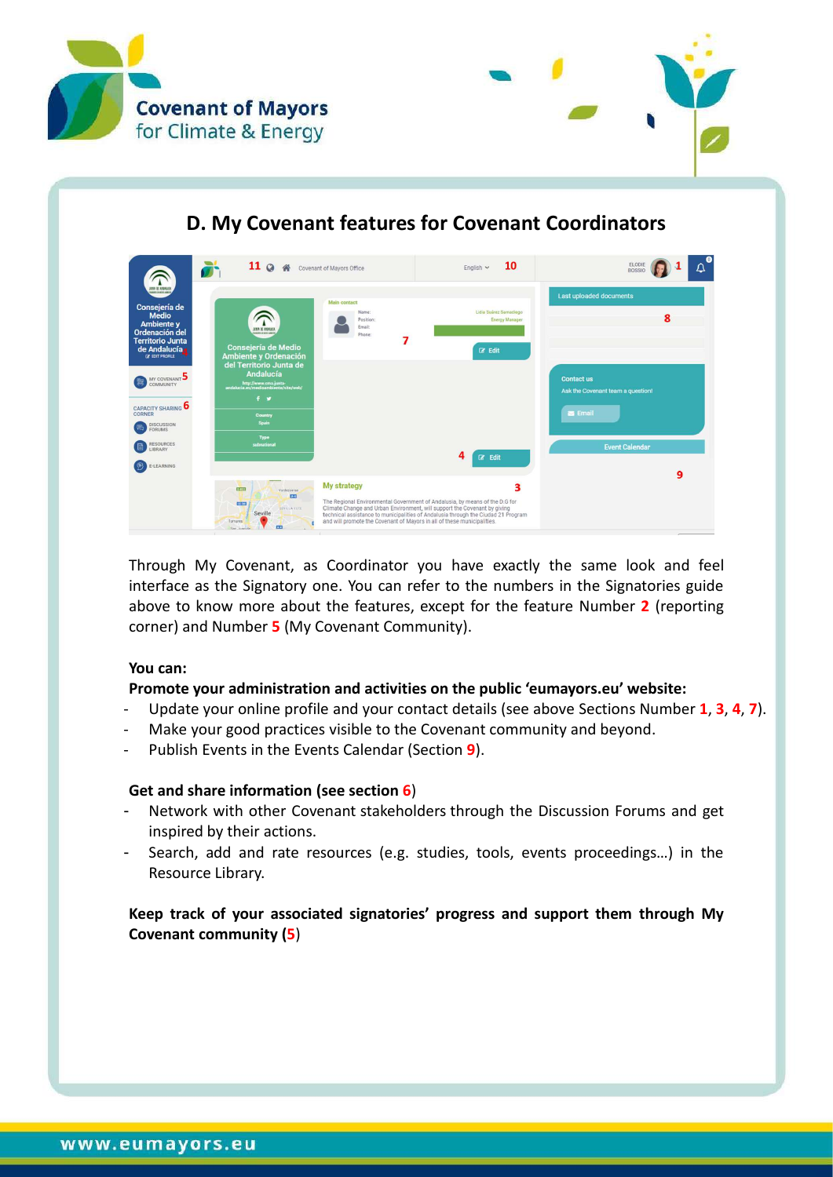## D. My Covenant features for Covenant Coordinators

Through My Covenant, as Coordinator you have exactly the same look and feel interface as the Signatory one. You can refer to the numbers in the Signatories guide above to know more about the features, except for the feature Number **2** (reporting corner) and Number **5** (My Covenant Community).

**You can:**

**Promote your administration and activities on the public 'eumayors.eu' website:**

- Update your online profile and your contact details (see above Sections Number **1**, **3**, **4**, **7**).
- Make your good practices visible to the Covenant community and beyond.
- Publish Events in the Events Calendar (Section **9**).

**Get and share information (see section 6)**

- Network with other Covenant stakeholders through the Discussion Forums and get inspired by their actions.
- Search, add and rate resources (e.g. studies, tools, events proceedings…) in the Resource Library.

**Keep track of your associated signatories' progress and support them through My Covenant community (5)**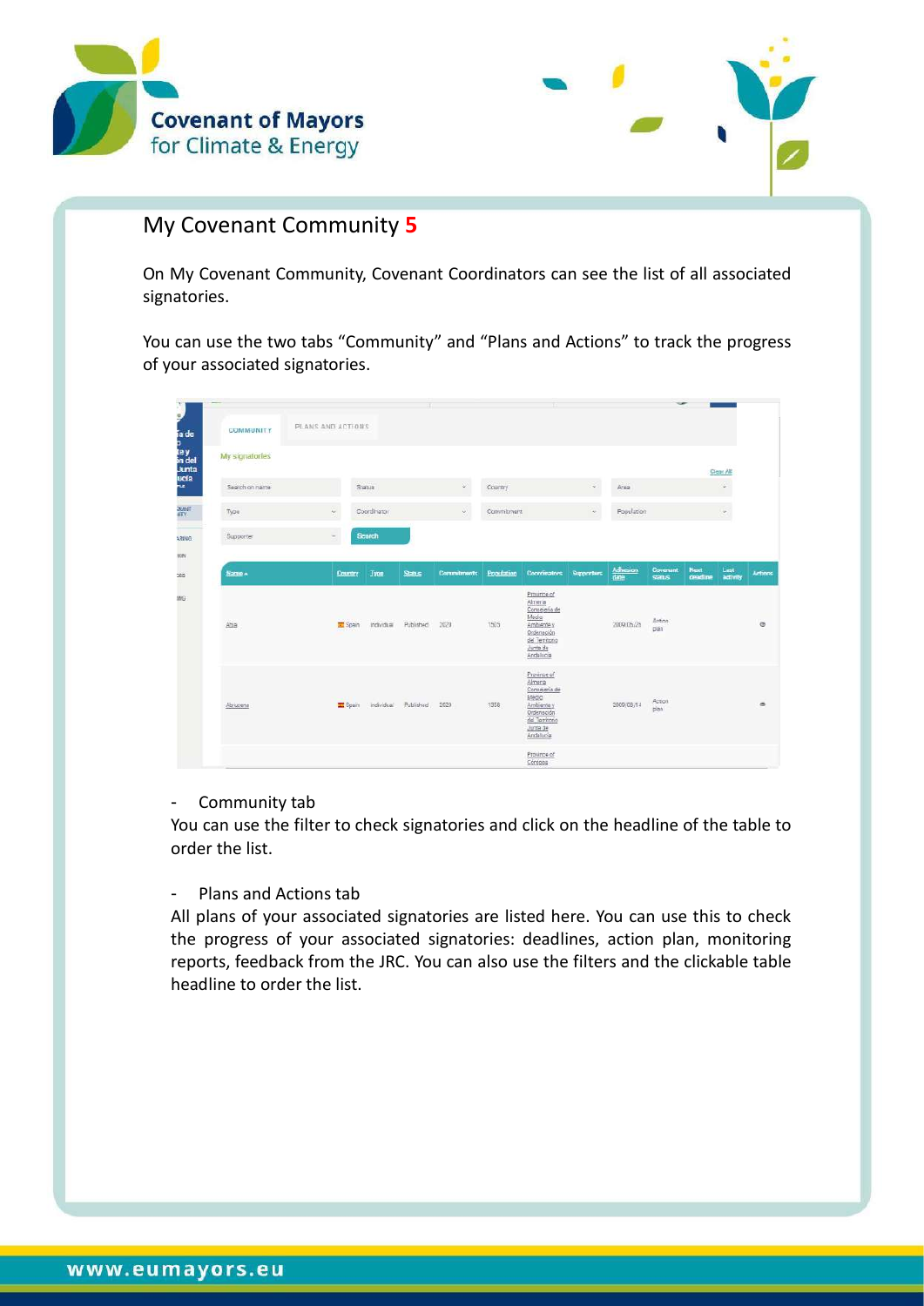## My Covenant Community 5

On My Covenant Community, Covenant Coordinators can see the list of all associated signatories.

You can use the two tabs "Community" and "Plans and Actions" to track the progress of your associated signatories.

- Community tab

You can use the filter to check signatories and click on the headline of the table to order the list.

- Plans and Actions tab

All plans of your associated signatories are listed here. You can use this to check the progress of your associated signatories: deadlines, action plan, monitoring reports, feedback from the JRC. You can also use the filters and the clickable table headline to order the list.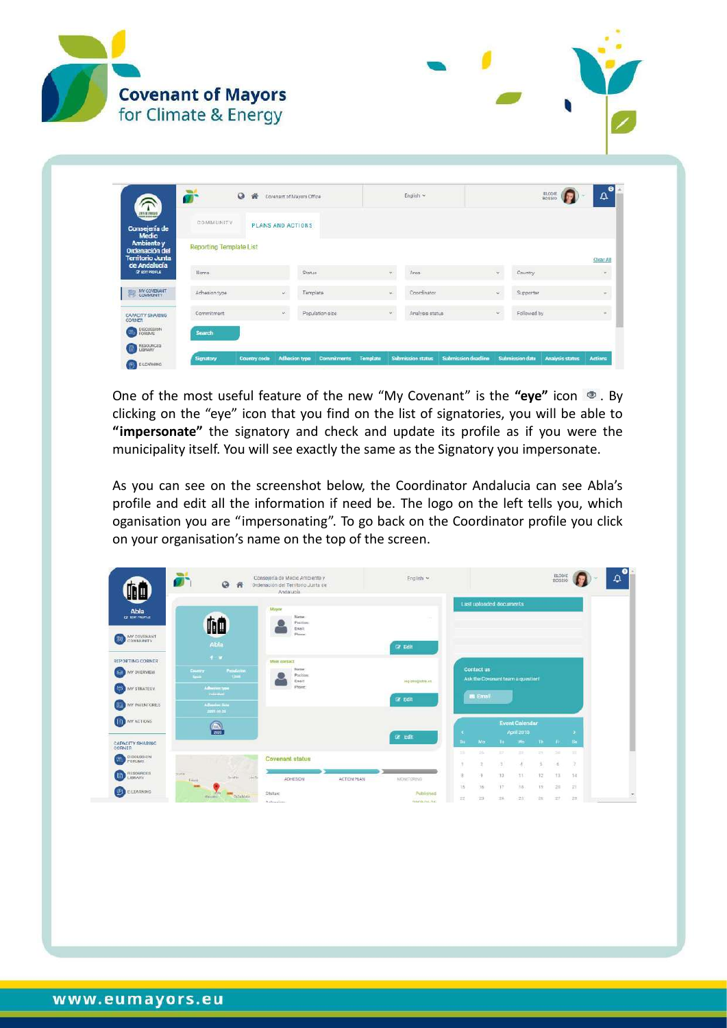One of the most useful feature of the new "My Covenant" is the **"eye"** icon. By clicking on the "eye" icon that you find on the list of signatories, you will be able to **"impersonate"** the signatory and check and update its profile as if you were the municipality itself. You will see exactly the same as the Signatory you impersonate.

As you can see on the screenshot below, the Coordinator Andalucia can see Abla's profile and edit all the information if need be. The logo on the left tells you, which oganisation you are "impersonating". To go back on the Coordinator profile you click on your organisation's name on the top of the screen.